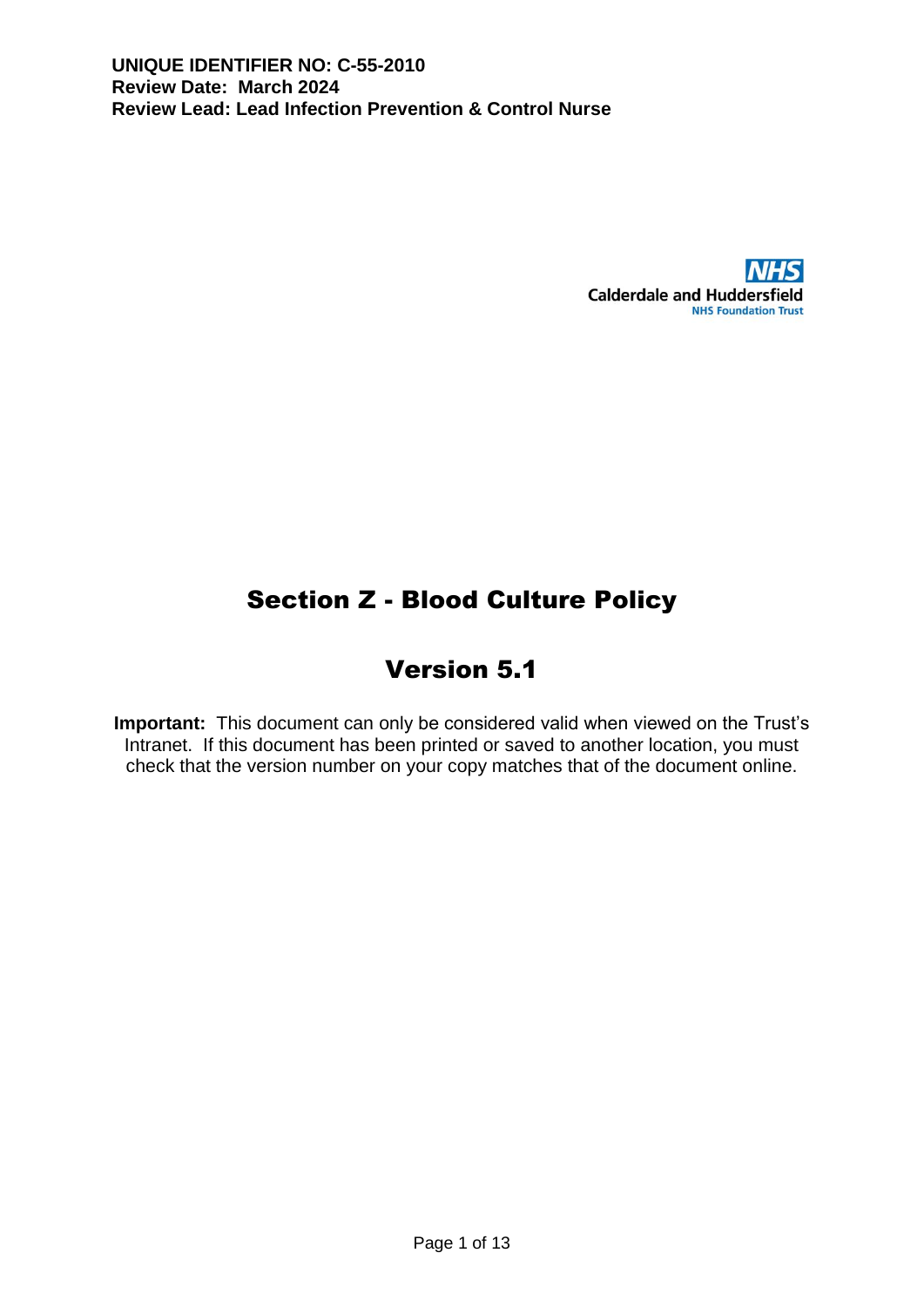**UNIQUE IDENTIFIER NO: C-55-2010**
**Review Date: March 2024**
**Review Lead: Lead Infection Prevention & Control Nurse**

NHS
Calderdale and Huddersfield
NHS Foundation Trust

# Section Z - Blood Culture Policy

## Version 5.1

**Important:** This document can only be considered valid when viewed on the Trust's Intranet. If this document has been printed or saved to another location, you must check that the version number on your copy matches that of the document online.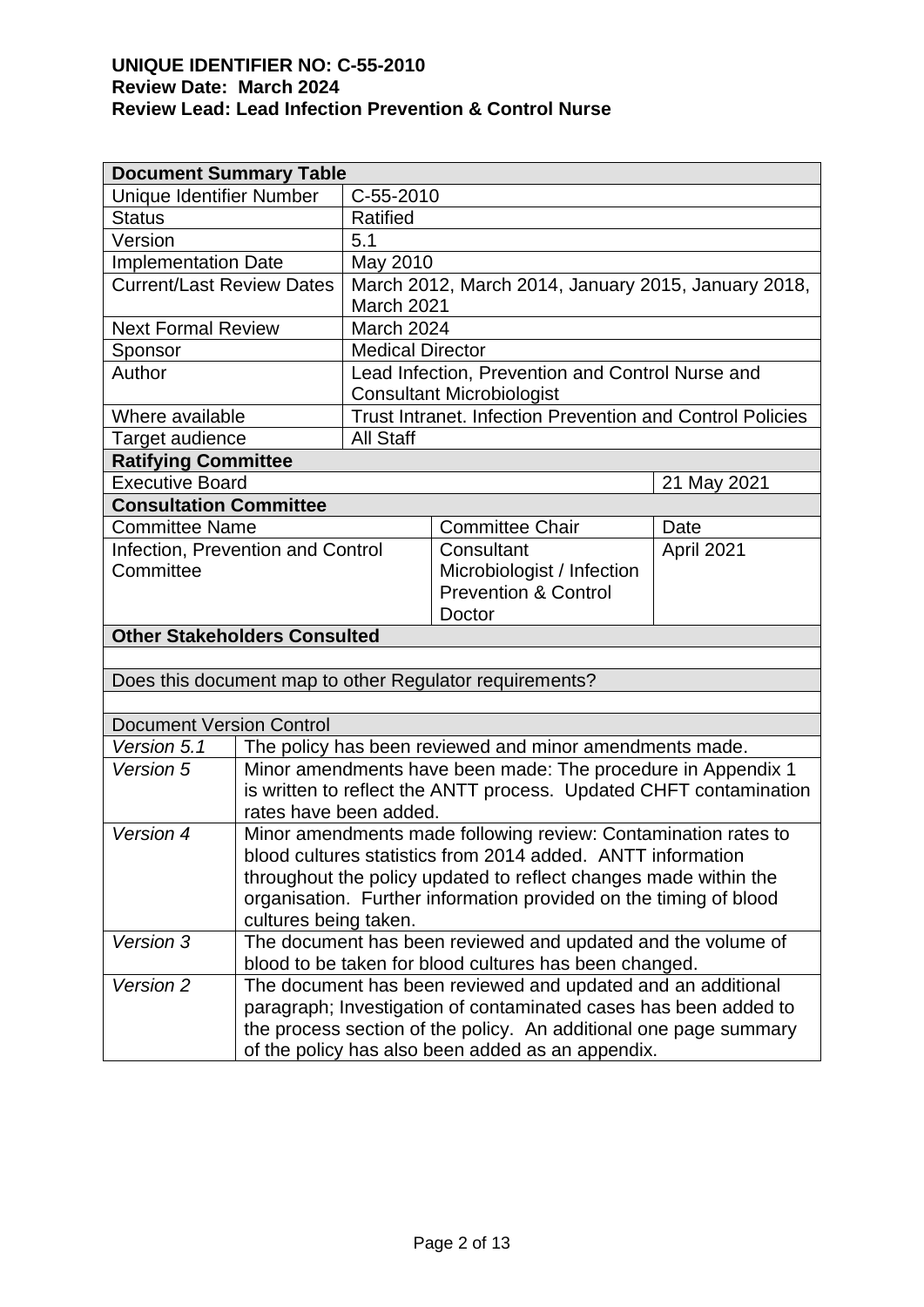**UNIQUE IDENTIFIER NO: C-55-2010**
**Review Date: March 2024**
**Review Lead: Lead Infection Prevention & Control Nurse**

| **Document Summary Table** | |
|---|---|
| Unique Identifier Number | C-55-2010 |
| Status | Ratified |
| Version | 5.1 |
| Implementation Date | May 2010 |
| Current/Last Review Dates | March 2012, March 2014, January 2015, January 2018, March 2021 |
| Next Formal Review | March 2024 |
| Sponsor | Medical Director |
| Author | Lead Infection, Prevention and Control Nurse and Consultant Microbiologist |
| Where available | Trust Intranet. Infection Prevention and Control Policies |
| Target audience | All Staff |

| **Ratifying Committee** | |
|---|---|
| Executive Board | 21 May 2021 |

| **Consultation Committee** | | |
|---|---|---|
| Committee Name | Committee Chair | Date |
| Infection, Prevention and Control Committee | Consultant Microbiologist / Infection Prevention & Control Doctor | April 2021 |

| **Other Stakeholders Consulted** |
|---|
| |

| Does this document map to other Regulator requirements? |
|---|
| |

| Document Version Control | |
|---|---|
| *Version 5.1* | The policy has been reviewed and minor amendments made. |
| *Version 5* | Minor amendments have been made: The procedure in Appendix 1 is written to reflect the ANTT process. Updated CHFT contamination rates have been added. |
| *Version 4* | Minor amendments made following review: Contamination rates to blood cultures statistics from 2014 added. ANTT information throughout the policy updated to reflect changes made within the organisation. Further information provided on the timing of blood cultures being taken. |
| *Version 3* | The document has been reviewed and updated and the volume of blood to be taken for blood cultures has been changed. |
| *Version 2* | The document has been reviewed and updated and an additional paragraph; Investigation of contaminated cases has been added to the process section of the policy. An additional one page summary of the policy has also been added as an appendix. |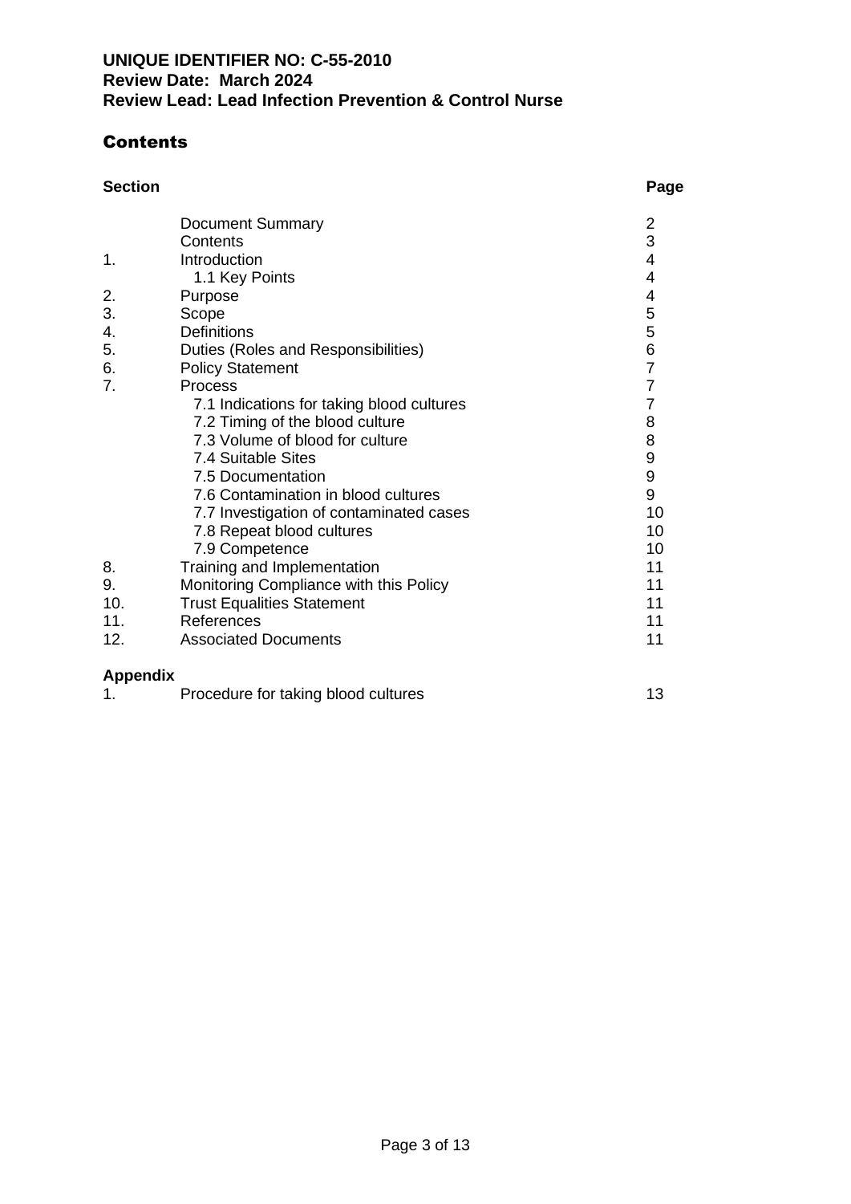**UNIQUE IDENTIFIER NO: C-55-2010**
**Review Date: March 2024**
**Review Lead: Lead Infection Prevention & Control Nurse**

## Contents

| Section | | Page |
|---|---|---|
| | Document Summary | 2 |
| | Contents | 3 |
| 1. | Introduction | 4 |
| | 1.1 Key Points | 4 |
| 2. | Purpose | 4 |
| 3. | Scope | 5 |
| 4. | Definitions | 5 |
| 5. | Duties (Roles and Responsibilities) | 6 |
| 6. | Policy Statement | 7 |
| 7. | Process | 7 |
| | 7.1 Indications for taking blood cultures | 7 |
| | 7.2 Timing of the blood culture | 8 |
| | 7.3 Volume of blood for culture | 8 |
| | 7.4 Suitable Sites | 9 |
| | 7.5 Documentation | 9 |
| | 7.6 Contamination in blood cultures | 9 |
| | 7.7 Investigation of contaminated cases | 10 |
| | 7.8 Repeat blood cultures | 10 |
| | 7.9 Competence | 10 |
| 8. | Training and Implementation | 11 |
| 9. | Monitoring Compliance with this Policy | 11 |
| 10. | Trust Equalities Statement | 11 |
| 11. | References | 11 |
| 12. | Associated Documents | 11 |

| Appendix | | |
|---|---|---|
| 1. | Procedure for taking blood cultures | 13 |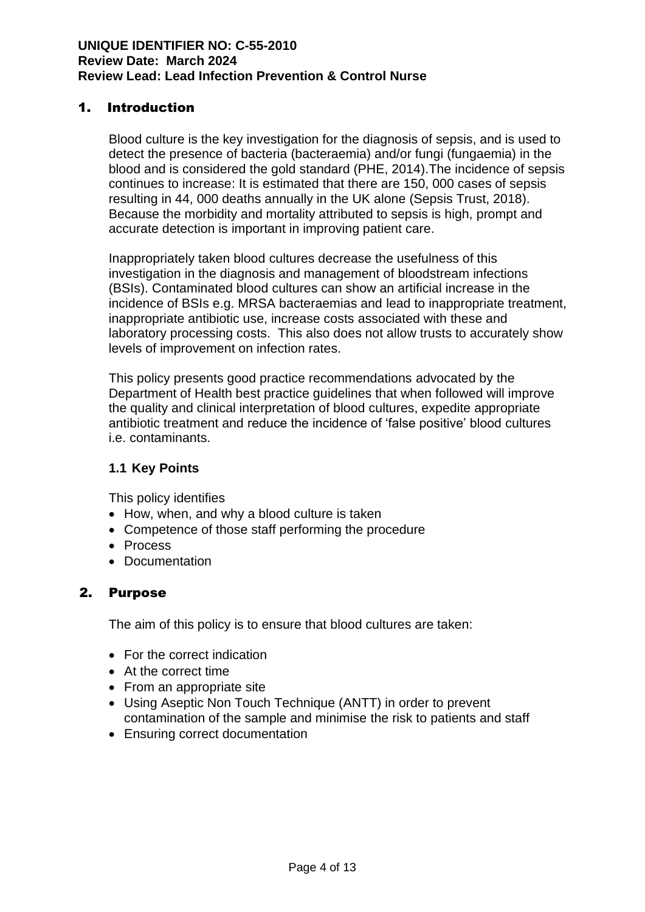**UNIQUE IDENTIFIER NO: C-55-2010**
**Review Date: March 2024**
**Review Lead: Lead Infection Prevention & Control Nurse**

## 1. Introduction

Blood culture is the key investigation for the diagnosis of sepsis, and is used to detect the presence of bacteria (bacteraemia) and/or fungi (fungaemia) in the blood and is considered the gold standard (PHE, 2014).The incidence of sepsis continues to increase: It is estimated that there are 150, 000 cases of sepsis resulting in 44, 000 deaths annually in the UK alone (Sepsis Trust, 2018). Because the morbidity and mortality attributed to sepsis is high, prompt and accurate detection is important in improving patient care.

Inappropriately taken blood cultures decrease the usefulness of this investigation in the diagnosis and management of bloodstream infections (BSIs). Contaminated blood cultures can show an artificial increase in the incidence of BSIs e.g. MRSA bacteraemias and lead to inappropriate treatment, inappropriate antibiotic use, increase costs associated with these and laboratory processing costs. This also does not allow trusts to accurately show levels of improvement on infection rates.

This policy presents good practice recommendations advocated by the Department of Health best practice guidelines that when followed will improve the quality and clinical interpretation of blood cultures, expedite appropriate antibiotic treatment and reduce the incidence of 'false positive' blood cultures i.e. contaminants.

### 1.1 Key Points

This policy identifies

- How, when, and why a blood culture is taken
- Competence of those staff performing the procedure
- Process
- Documentation

## 2. Purpose

The aim of this policy is to ensure that blood cultures are taken:

- For the correct indication
- At the correct time
- From an appropriate site
- Using Aseptic Non Touch Technique (ANTT) in order to prevent contamination of the sample and minimise the risk to patients and staff
- Ensuring correct documentation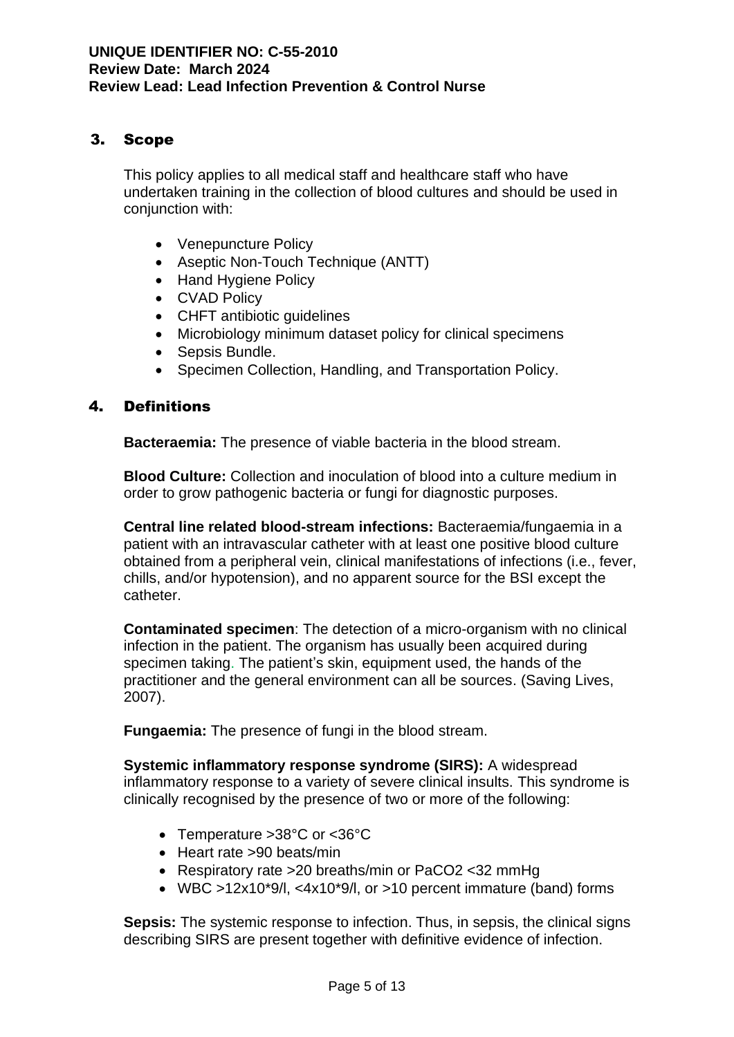## 3. Scope

This policy applies to all medical staff and healthcare staff who have undertaken training in the collection of blood cultures and should be used in conjunction with:

- Venepuncture Policy
- Aseptic Non-Touch Technique (ANTT)
- Hand Hygiene Policy
- CVAD Policy
- CHFT antibiotic guidelines
- Microbiology minimum dataset policy for clinical specimens
- Sepsis Bundle.
- Specimen Collection, Handling, and Transportation Policy.

## 4. Definitions

**Bacteraemia:** The presence of viable bacteria in the blood stream.

**Blood Culture:** Collection and inoculation of blood into a culture medium in order to grow pathogenic bacteria or fungi for diagnostic purposes.

**Central line related blood-stream infections:** Bacteraemia/fungaemia in a patient with an intravascular catheter with at least one positive blood culture obtained from a peripheral vein, clinical manifestations of infections (i.e., fever, chills, and/or hypotension), and no apparent source for the BSI except the catheter.

**Contaminated specimen**: The detection of a micro-organism with no clinical infection in the patient. The organism has usually been acquired during specimen taking. The patient's skin, equipment used, the hands of the practitioner and the general environment can all be sources. (Saving Lives, 2007).

**Fungaemia:** The presence of fungi in the blood stream.

**Systemic inflammatory response syndrome (SIRS):** A widespread inflammatory response to a variety of severe clinical insults. This syndrome is clinically recognised by the presence of two or more of the following:

- Temperature >38°C or <36°C
- Heart rate >90 beats/min
- Respiratory rate >20 breaths/min or $PaCO_2$ <32 mmHg
- WBC >12x10*9/l, <4x10*9/l, or >10 percent immature (band) forms

**Sepsis:** The systemic response to infection. Thus, in sepsis, the clinical signs describing SIRS are present together with definitive evidence of infection.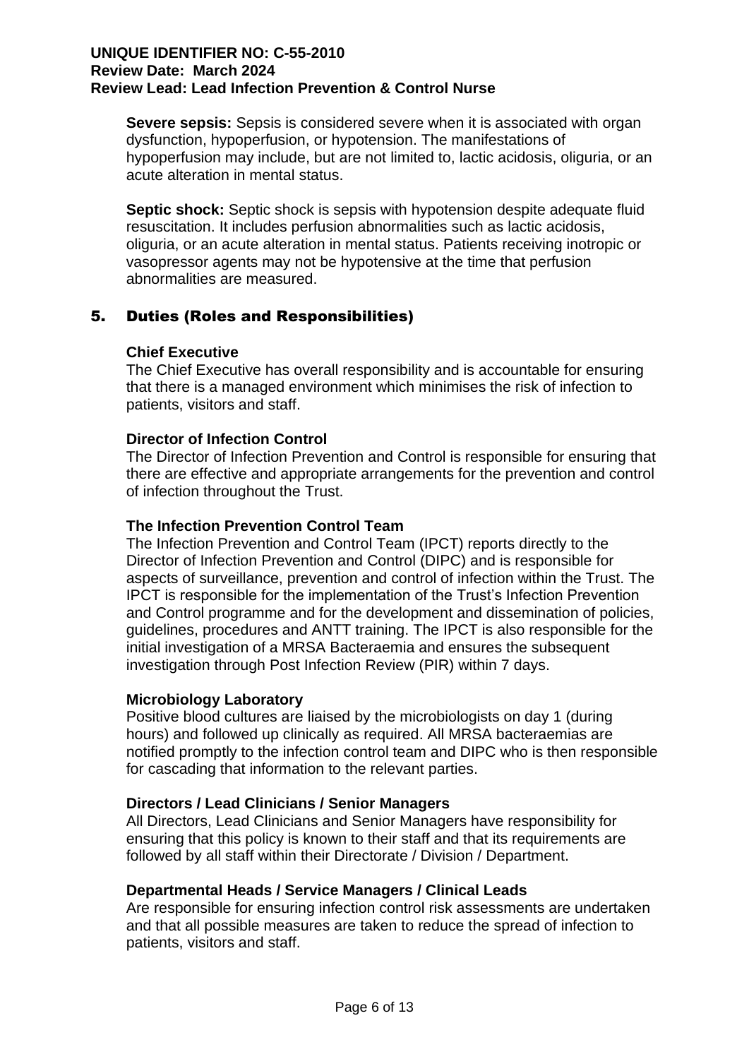**Severe sepsis:** Sepsis is considered severe when it is associated with organ dysfunction, hypoperfusion, or hypotension. The manifestations of hypoperfusion may include, but are not limited to, lactic acidosis, oliguria, or an acute alteration in mental status.

**Septic shock:** Septic shock is sepsis with hypotension despite adequate fluid resuscitation. It includes perfusion abnormalities such as lactic acidosis, oliguria, or an acute alteration in mental status. Patients receiving inotropic or vasopressor agents may not be hypotensive at the time that perfusion abnormalities are measured.

## 5. Duties (Roles and Responsibilities)

**Chief Executive**
The Chief Executive has overall responsibility and is accountable for ensuring that there is a managed environment which minimises the risk of infection to patients, visitors and staff.

**Director of Infection Control**
The Director of Infection Prevention and Control is responsible for ensuring that there are effective and appropriate arrangements for the prevention and control of infection throughout the Trust.

**The Infection Prevention Control Team**
The Infection Prevention and Control Team (IPCT) reports directly to the Director of Infection Prevention and Control (DIPC) and is responsible for aspects of surveillance, prevention and control of infection within the Trust. The IPCT is responsible for the implementation of the Trust's Infection Prevention and Control programme and for the development and dissemination of policies, guidelines, procedures and ANTT training. The IPCT is also responsible for the initial investigation of a MRSA Bacteraemia and ensures the subsequent investigation through Post Infection Review (PIR) within 7 days.

**Microbiology Laboratory**
Positive blood cultures are liaised by the microbiologists on day 1 (during hours) and followed up clinically as required. All MRSA bacteraemias are notified promptly to the infection control team and DIPC who is then responsible for cascading that information to the relevant parties.

**Directors / Lead Clinicians / Senior Managers**
All Directors, Lead Clinicians and Senior Managers have responsibility for ensuring that this policy is known to their staff and that its requirements are followed by all staff within their Directorate / Division / Department.

**Departmental Heads / Service Managers / Clinical Leads**
Are responsible for ensuring infection control risk assessments are undertaken and that all possible measures are taken to reduce the spread of infection to patients, visitors and staff.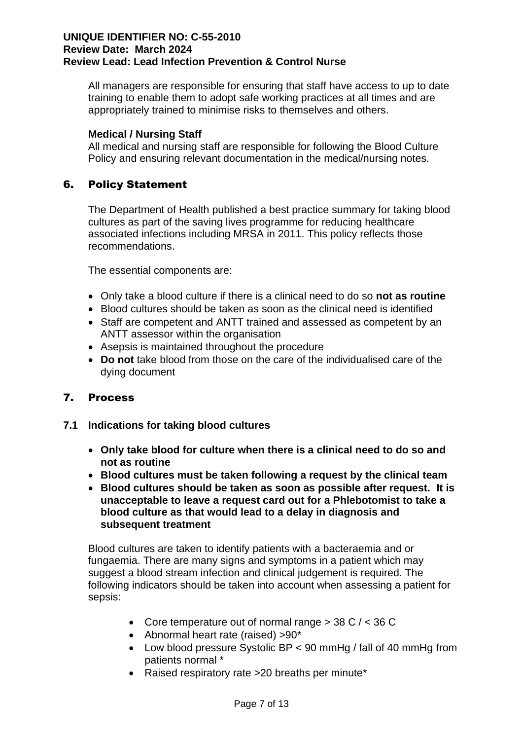All managers are responsible for ensuring that staff have access to up to date training to enable them to adopt safe working practices at all times and are appropriately trained to minimise risks to themselves and others.

**Medical / Nursing Staff**
All medical and nursing staff are responsible for following the Blood Culture Policy and ensuring relevant documentation in the medical/nursing notes.

## 6. Policy Statement

The Department of Health published a best practice summary for taking blood cultures as part of the saving lives programme for reducing healthcare associated infections including MRSA in 2011. This policy reflects those recommendations.

The essential components are:

- Only take a blood culture if there is a clinical need to do so **not as routine**
- Blood cultures should be taken as soon as the clinical need is identified
- Staff are competent and ANTT trained and assessed as competent by an ANTT assessor within the organisation
- Asepsis is maintained throughout the procedure
- **Do not** take blood from those on the care of the individualised care of the dying document

## 7. Process

### 7.1 Indications for taking blood cultures

- **Only take blood for culture when there is a clinical need to do so and not as routine**
- **Blood cultures must be taken following a request by the clinical team**
- **Blood cultures should be taken as soon as possible after request. It is unacceptable to leave a request card out for a Phlebotomist to take a blood culture as that would lead to a delay in diagnosis and subsequent treatment**

Blood cultures are taken to identify patients with a bacteraemia and or fungaemia. There are many signs and symptoms in a patient which may suggest a blood stream infection and clinical judgement is required. The following indicators should be taken into account when assessing a patient for sepsis:

- Core temperature out of normal range > 38 C / < 36 C
- Abnormal heart rate (raised) >90*
- Low blood pressure Systolic BP < 90 mmHg / fall of 40 mmHg from patients normal *
- Raised respiratory rate >20 breaths per minute*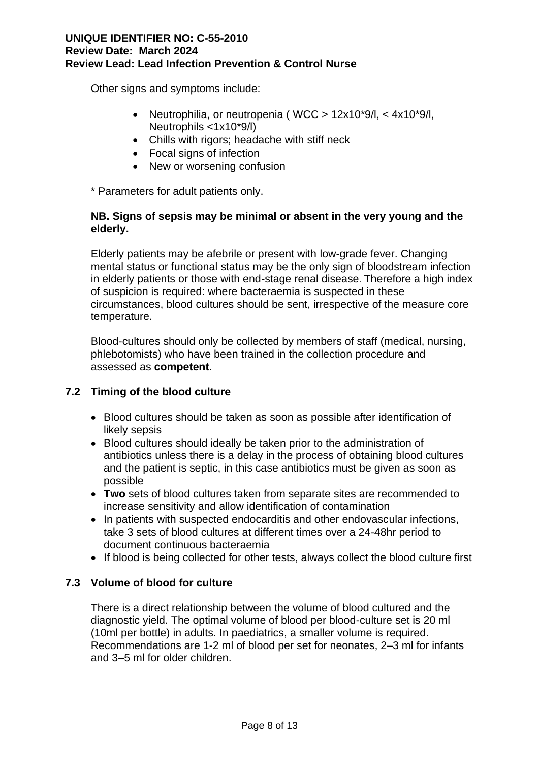Other signs and symptoms include:

- Neutrophilia, or neutropenia ( WCC > 12x10*9/l, < 4x10*9/l, Neutrophils <1x10*9/l)
- Chills with rigors; headache with stiff neck
- Focal signs of infection
- New or worsening confusion

* Parameters for adult patients only.

**NB. Signs of sepsis may be minimal or absent in the very young and the elderly.**

Elderly patients may be afebrile or present with low-grade fever. Changing mental status or functional status may be the only sign of bloodstream infection in elderly patients or those with end-stage renal disease. Therefore a high index of suspicion is required: where bacteraemia is suspected in these circumstances, blood cultures should be sent, irrespective of the measure core temperature.

Blood-cultures should only be collected by members of staff (medical, nursing, phlebotomists) who have been trained in the collection procedure and assessed as **competent**.

## 7.2 Timing of the blood culture

- Blood cultures should be taken as soon as possible after identification of likely sepsis
- Blood cultures should ideally be taken prior to the administration of antibiotics unless there is a delay in the process of obtaining blood cultures and the patient is septic, in this case antibiotics must be given as soon as possible
- **Two** sets of blood cultures taken from separate sites are recommended to increase sensitivity and allow identification of contamination
- In patients with suspected endocarditis and other endovascular infections, take 3 sets of blood cultures at different times over a 24-48hr period to document continuous bacteraemia
- If blood is being collected for other tests, always collect the blood culture first

## 7.3 Volume of blood for culture

There is a direct relationship between the volume of blood cultured and the diagnostic yield. The optimal volume of blood per blood-culture set is 20 ml (10ml per bottle) in adults. In paediatrics, a smaller volume is required. Recommendations are 1-2 ml of blood per set for neonates, 2–3 ml for infants and 3–5 ml for older children.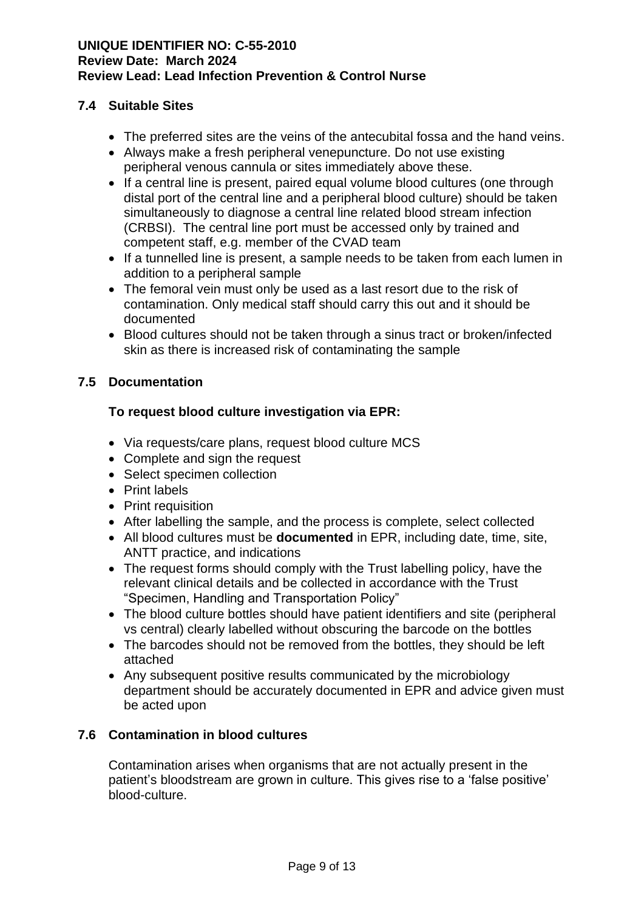### 7.4 Suitable Sites

- The preferred sites are the veins of the antecubital fossa and the hand veins.
- Always make a fresh peripheral venepuncture. Do not use existing peripheral venous cannula or sites immediately above these.
- If a central line is present, paired equal volume blood cultures (one through distal port of the central line and a peripheral blood culture) should be taken simultaneously to diagnose a central line related blood stream infection (CRBSI). The central line port must be accessed only by trained and competent staff, e.g. member of the CVAD team
- If a tunnelled line is present, a sample needs to be taken from each lumen in addition to a peripheral sample
- The femoral vein must only be used as a last resort due to the risk of contamination. Only medical staff should carry this out and it should be documented
- Blood cultures should not be taken through a sinus tract or broken/infected skin as there is increased risk of contaminating the sample

### 7.5 Documentation

**To request blood culture investigation via EPR:**

- Via requests/care plans, request blood culture MCS
- Complete and sign the request
- Select specimen collection
- Print labels
- Print requisition
- After labelling the sample, and the process is complete, select collected
- All blood cultures must be **documented** in EPR, including date, time, site, ANTT practice, and indications
- The request forms should comply with the Trust labelling policy, have the relevant clinical details and be collected in accordance with the Trust "Specimen, Handling and Transportation Policy"
- The blood culture bottles should have patient identifiers and site (peripheral vs central) clearly labelled without obscuring the barcode on the bottles
- The barcodes should not be removed from the bottles, they should be left attached
- Any subsequent positive results communicated by the microbiology department should be accurately documented in EPR and advice given must be acted upon

### 7.6 Contamination in blood cultures

Contamination arises when organisms that are not actually present in the patient's bloodstream are grown in culture. This gives rise to a 'false positive' blood-culture.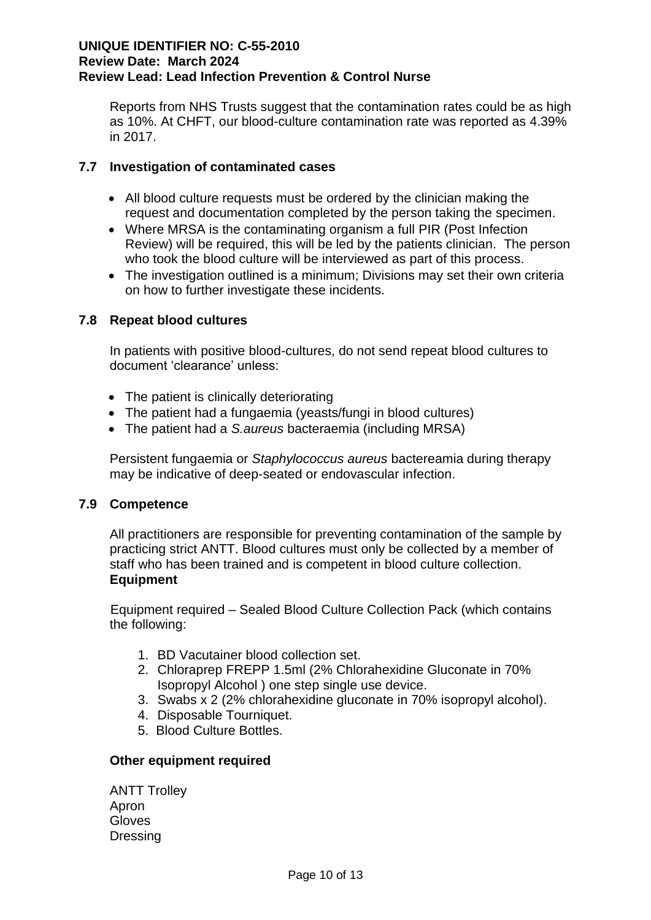Reports from NHS Trusts suggest that the contamination rates could be as high as 10%. At CHFT, our blood-culture contamination rate was reported as 4.39% in 2017.

## 7.7 Investigation of contaminated cases

- All blood culture requests must be ordered by the clinician making the request and documentation completed by the person taking the specimen.
- Where MRSA is the contaminating organism a full PIR (Post Infection Review) will be required, this will be led by the patients clinician. The person who took the blood culture will be interviewed as part of this process.
- The investigation outlined is a minimum; Divisions may set their own criteria on how to further investigate these incidents.

## 7.8 Repeat blood cultures

In patients with positive blood-cultures, do not send repeat blood cultures to document 'clearance' unless:

- The patient is clinically deteriorating
- The patient had a fungaemia (yeasts/fungi in blood cultures)
- The patient had a *S.aureus* bacteraemia (including MRSA)

Persistent fungaemia or *Staphylococcus aureus* bactereamia during therapy may be indicative of deep-seated or endovascular infection.

## 7.9 Competence

All practitioners are responsible for preventing contamination of the sample by practicing strict ANTT. Blood cultures must only be collected by a member of staff who has been trained and is competent in blood culture collection.

**Equipment**

Equipment required – Sealed Blood Culture Collection Pack (which contains the following:

1. BD Vacutainer blood collection set.
2. Chloraprep FREPP 1.5ml (2% Chlorahexidine Gluconate in 70% Isopropyl Alcohol ) one step single use device.
3. Swabs x 2 (2% chlorahexidine gluconate in 70% isopropyl alcohol).
4. Disposable Tourniquet.
5. Blood Culture Bottles.

**Other equipment required**

ANTT Trolley
Apron
Gloves
Dressing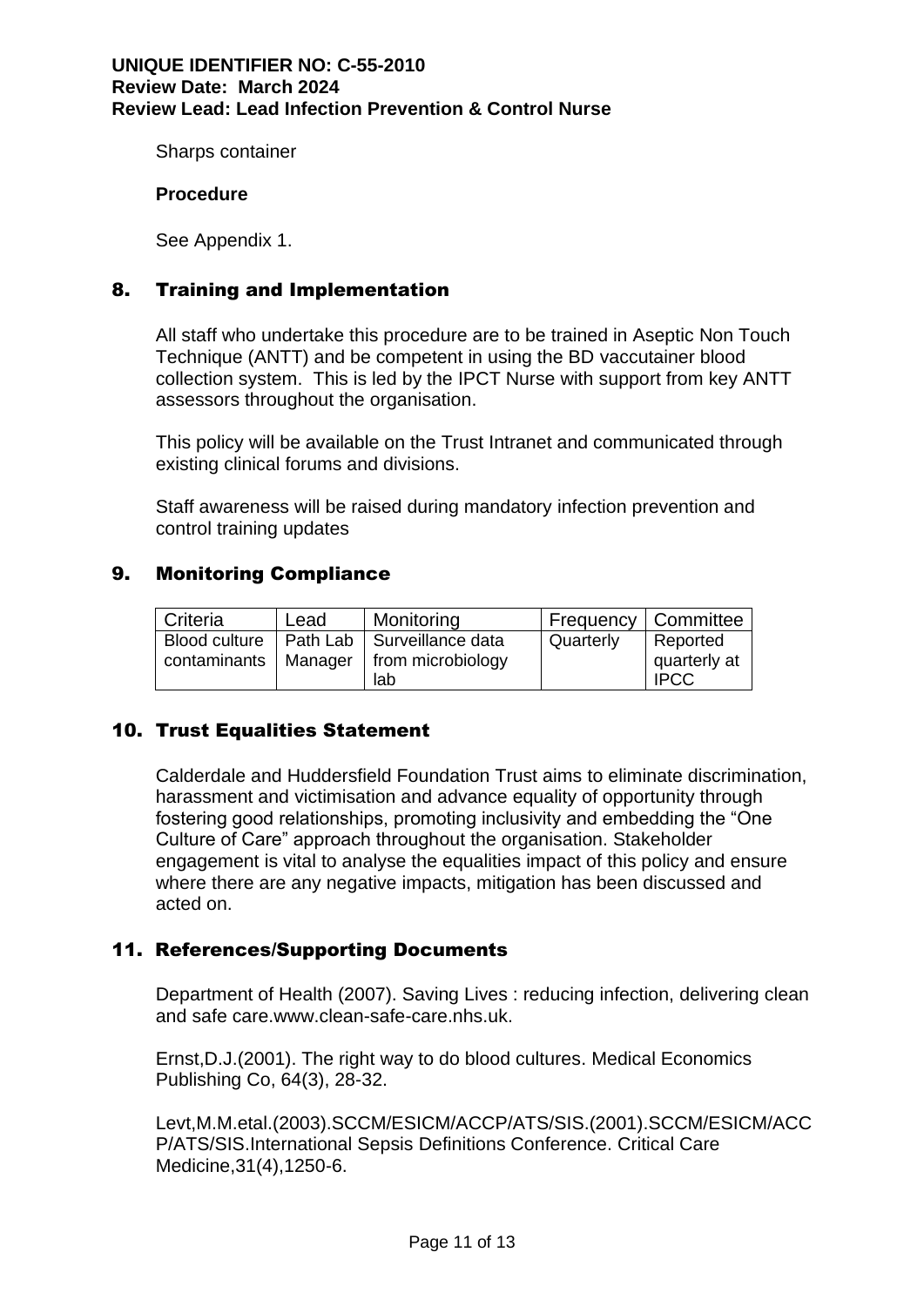Sharps container

**Procedure**

See Appendix 1.

## 8. Training and Implementation

All staff who undertake this procedure are to be trained in Aseptic Non Touch Technique (ANTT) and be competent in using the BD vaccutainer blood collection system. This is led by the IPCT Nurse with support from key ANTT assessors throughout the organisation.

This policy will be available on the Trust Intranet and communicated through existing clinical forums and divisions.

Staff awareness will be raised during mandatory infection prevention and control training updates

## 9. Monitoring Compliance

| Criteria | Lead | Monitoring | Frequency | Committee |
| --- | --- | --- | --- | --- |
| Blood culture contaminants | Path Lab Manager | Surveillance data from microbiology lab | Quarterly | Reported quarterly at IPCC |

## 10. Trust Equalities Statement

Calderdale and Huddersfield Foundation Trust aims to eliminate discrimination, harassment and victimisation and advance equality of opportunity through fostering good relationships, promoting inclusivity and embedding the "One Culture of Care" approach throughout the organisation. Stakeholder engagement is vital to analyse the equalities impact of this policy and ensure where there are any negative impacts, mitigation has been discussed and acted on.

## 11. References/Supporting Documents

Department of Health (2007). Saving Lives : reducing infection, delivering clean and safe care.www.clean-safe-care.nhs.uk.

Ernst,D.J.(2001). The right way to do blood cultures. Medical Economics Publishing Co, 64(3), 28-32.

Levt,M.M.etal.(2003).SCCM/ESICM/ACCP/ATS/SIS.(2001).SCCM/ESICM/ACCP/ATS/SIS.International Sepsis Definitions Conference. Critical Care Medicine,31(4),1250-6.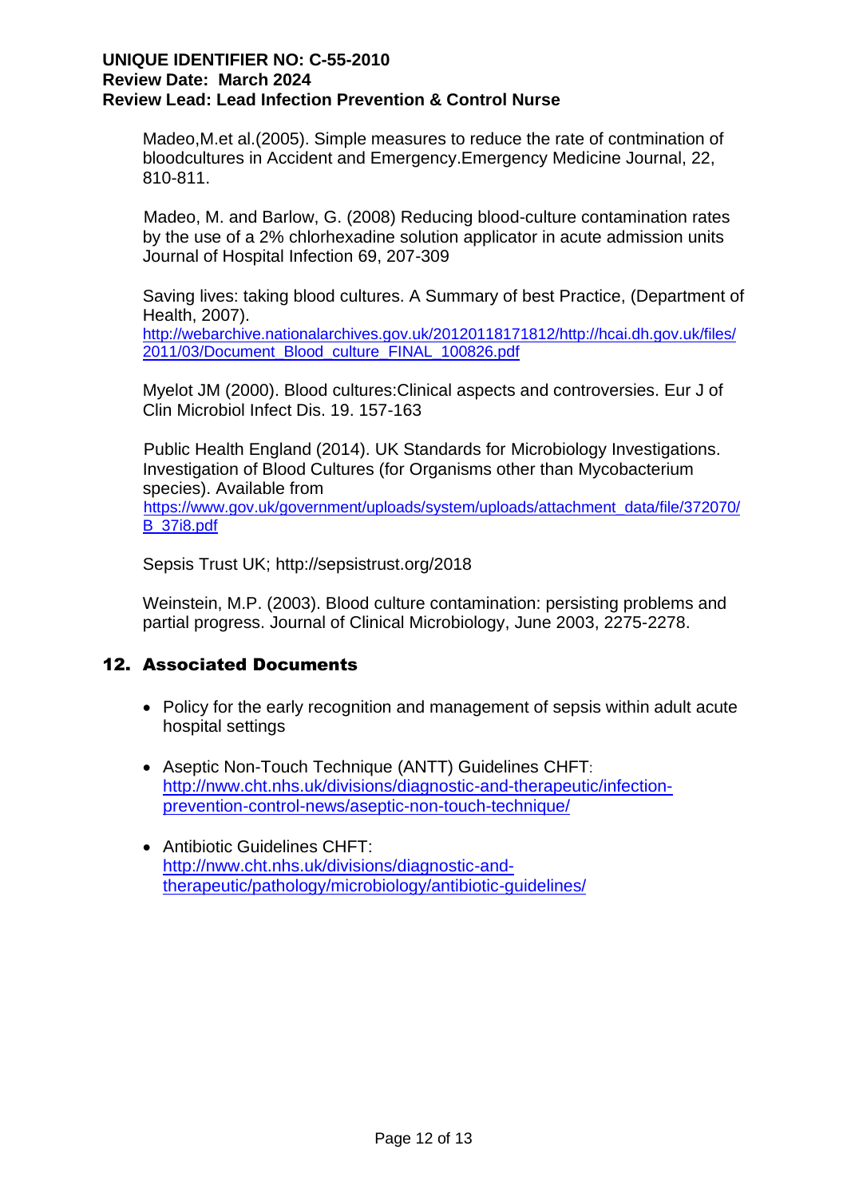Madeo,M.et al.(2005). Simple measures to reduce the rate of contmination of bloodcultures in Accident and Emergency.Emergency Medicine Journal, 22, 810-811.

Madeo, M. and Barlow, G. (2008) Reducing blood-culture contamination rates by the use of a 2% chlorhexadine solution applicator in acute admission units Journal of Hospital Infection 69, 207-309

Saving lives: taking blood cultures. A Summary of best Practice, (Department of Health, 2007).
http://webarchive.nationalarchives.gov.uk/20120118171812/http://hcai.dh.gov.uk/files/2011/03/Document_Blood_culture_FINAL_100826.pdf

Myelot JM (2000). Blood cultures:Clinical aspects and controversies. Eur J of Clin Microbiol Infect Dis. 19. 157-163

Public Health England (2014). UK Standards for Microbiology Investigations. Investigation of Blood Cultures (for Organisms other than Mycobacterium species). Available from
https://www.gov.uk/government/uploads/system/uploads/attachment_data/file/372070/B_37i8.pdf

Sepsis Trust UK; http://sepsistrust.org/2018

Weinstein, M.P. (2003). Blood culture contamination: persisting problems and partial progress. Journal of Clinical Microbiology, June 2003, 2275-2278.

## 12. Associated Documents

- Policy for the early recognition and management of sepsis within adult acute hospital settings
- Aseptic Non-Touch Technique (ANTT) Guidelines CHFT: http://nww.cht.nhs.uk/divisions/diagnostic-and-therapeutic/infection-prevention-control-news/aseptic-non-touch-technique/
- Antibiotic Guidelines CHFT: http://nww.cht.nhs.uk/divisions/diagnostic-and-therapeutic/pathology/microbiology/antibiotic-guidelines/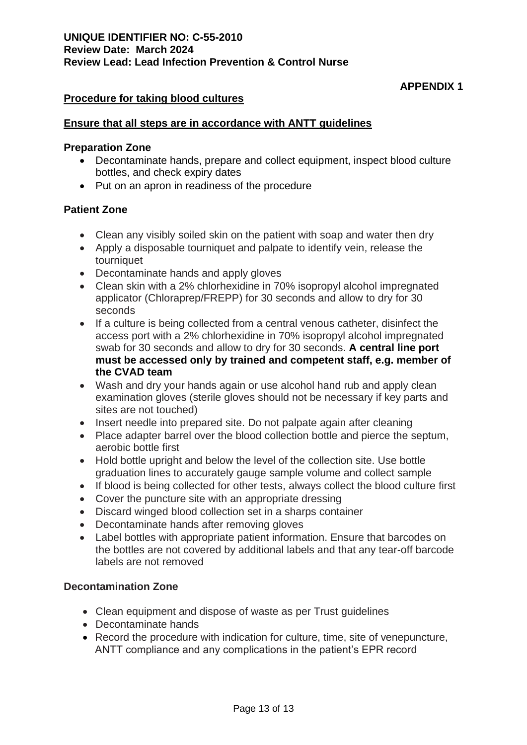**UNIQUE IDENTIFIER NO: C-55-2010**
**Review Date: March 2024**
**Review Lead: Lead Infection Prevention & Control Nurse**

**APPENDIX 1**

## Procedure for taking blood cultures

### Ensure that all steps are in accordance with ANTT guidelines

**Preparation Zone**

- Decontaminate hands, prepare and collect equipment, inspect blood culture bottles, and check expiry dates
- Put on an apron in readiness of the procedure

**Patient Zone**

- Clean any visibly soiled skin on the patient with soap and water then dry
- Apply a disposable tourniquet and palpate to identify vein, release the tourniquet
- Decontaminate hands and apply gloves
- Clean skin with a 2% chlorhexidine in 70% isopropyl alcohol impregnated applicator (Chloraprep/FREPP) for 30 seconds and allow to dry for 30 seconds
- If a culture is being collected from a central venous catheter, disinfect the access port with a 2% chlorhexidine in 70% isopropyl alcohol impregnated swab for 30 seconds and allow to dry for 30 seconds. **A central line port must be accessed only by trained and competent staff, e.g. member of the CVAD team**
- Wash and dry your hands again or use alcohol hand rub and apply clean examination gloves (sterile gloves should not be necessary if key parts and sites are not touched)
- Insert needle into prepared site. Do not palpate again after cleaning
- Place adapter barrel over the blood collection bottle and pierce the septum, aerobic bottle first
- Hold bottle upright and below the level of the collection site. Use bottle graduation lines to accurately gauge sample volume and collect sample
- If blood is being collected for other tests, always collect the blood culture first
- Cover the puncture site with an appropriate dressing
- Discard winged blood collection set in a sharps container
- Decontaminate hands after removing gloves
- Label bottles with appropriate patient information. Ensure that barcodes on the bottles are not covered by additional labels and that any tear-off barcode labels are not removed

**Decontamination Zone**

- Clean equipment and dispose of waste as per Trust guidelines
- Decontaminate hands
- Record the procedure with indication for culture, time, site of venepuncture, ANTT compliance and any complications in the patient's EPR record